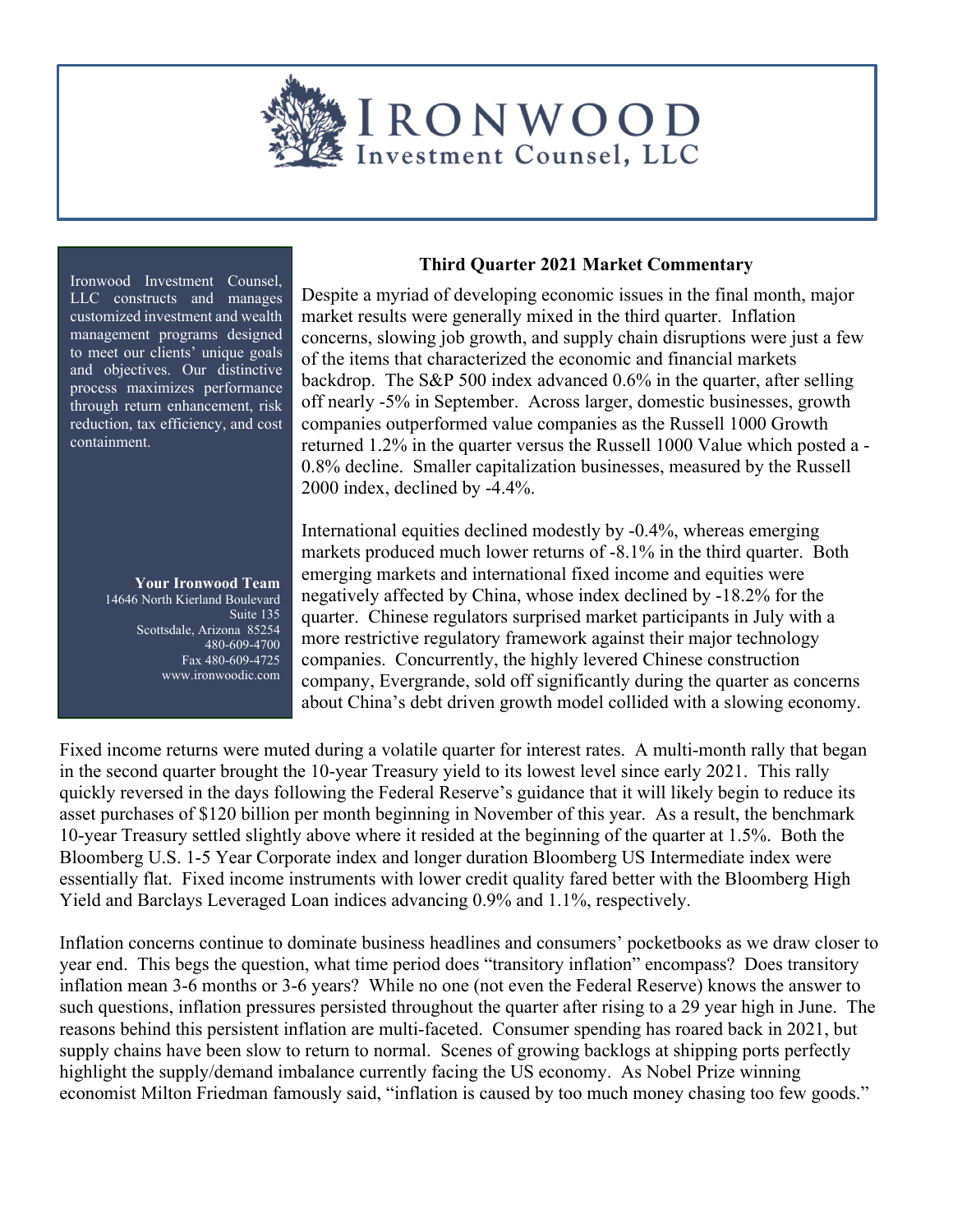# IRONWOOD Investment Counsel, LLC

Ironwood Investment Counsel, LLC constructs and manages customized investment and wealth management programs designed to meet our clients' unique goals and objectives. Our distinctive process maximizes performance through return enhancement, risk reduction, tax efficiency, and cost containment.

**Your Ironwood Team**
14646 North Kierland Boulevard
Suite 135
Scottsdale, Arizona 85254
480-609-4700
Fax 480-609-4725
www.ironwoodic.com

## Third Quarter 2021 Market Commentary

Despite a myriad of developing economic issues in the final month, major market results were generally mixed in the third quarter. Inflation concerns, slowing job growth, and supply chain disruptions were just a few of the items that characterized the economic and financial markets backdrop. The S&P 500 index advanced 0.6% in the quarter, after selling off nearly -5% in September. Across larger, domestic businesses, growth companies outperformed value companies as the Russell 1000 Growth returned 1.2% in the quarter versus the Russell 1000 Value which posted a -0.8% decline. Smaller capitalization businesses, measured by the Russell 2000 index, declined by -4.4%.

International equities declined modestly by -0.4%, whereas emerging markets produced much lower returns of -8.1% in the third quarter. Both emerging markets and international fixed income and equities were negatively affected by China, whose index declined by -18.2% for the quarter. Chinese regulators surprised market participants in July with a more restrictive regulatory framework against their major technology companies. Concurrently, the highly levered Chinese construction company, Evergrande, sold off significantly during the quarter as concerns about China's debt driven growth model collided with a slowing economy.

Fixed income returns were muted during a volatile quarter for interest rates. A multi-month rally that began in the second quarter brought the 10-year Treasury yield to its lowest level since early 2021. This rally quickly reversed in the days following the Federal Reserve's guidance that it will likely begin to reduce its asset purchases of $120 billion per month beginning in November of this year. As a result, the benchmark 10-year Treasury settled slightly above where it resided at the beginning of the quarter at 1.5%. Both the Bloomberg U.S. 1-5 Year Corporate index and longer duration Bloomberg US Intermediate index were essentially flat. Fixed income instruments with lower credit quality fared better with the Bloomberg High Yield and Barclays Leveraged Loan indices advancing 0.9% and 1.1%, respectively.

Inflation concerns continue to dominate business headlines and consumers' pocketbooks as we draw closer to year end. This begs the question, what time period does "transitory inflation" encompass? Does transitory inflation mean 3-6 months or 3-6 years? While no one (not even the Federal Reserve) knows the answer to such questions, inflation pressures persisted throughout the quarter after rising to a 29 year high in June. The reasons behind this persistent inflation are multi-faceted. Consumer spending has roared back in 2021, but supply chains have been slow to return to normal. Scenes of growing backlogs at shipping ports perfectly highlight the supply/demand imbalance currently facing the US economy. As Nobel Prize winning economist Milton Friedman famously said, "inflation is caused by too much money chasing too few goods."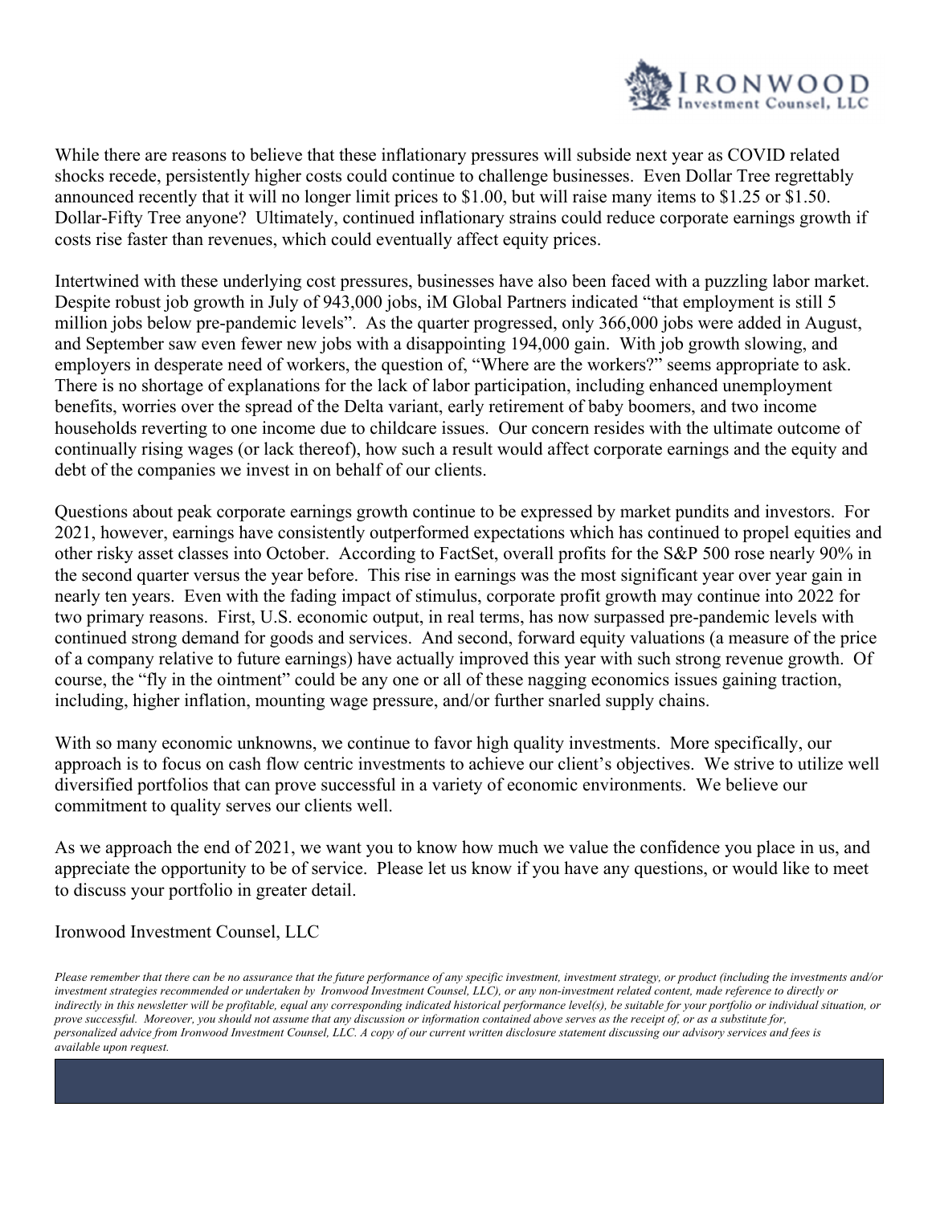While there are reasons to believe that these inflationary pressures will subside next year as COVID related shocks recede, persistently higher costs could continue to challenge businesses. Even Dollar Tree regrettably announced recently that it will no longer limit prices to $1.00, but will raise many items to $1.25 or $1.50. Dollar-Fifty Tree anyone? Ultimately, continued inflationary strains could reduce corporate earnings growth if costs rise faster than revenues, which could eventually affect equity prices.

Intertwined with these underlying cost pressures, businesses have also been faced with a puzzling labor market. Despite robust job growth in July of 943,000 jobs, iM Global Partners indicated "that employment is still 5 million jobs below pre-pandemic levels". As the quarter progressed, only 366,000 jobs were added in August, and September saw even fewer new jobs with a disappointing 194,000 gain. With job growth slowing, and employers in desperate need of workers, the question of, "Where are the workers?" seems appropriate to ask. There is no shortage of explanations for the lack of labor participation, including enhanced unemployment benefits, worries over the spread of the Delta variant, early retirement of baby boomers, and two income households reverting to one income due to childcare issues. Our concern resides with the ultimate outcome of continually rising wages (or lack thereof), how such a result would affect corporate earnings and the equity and debt of the companies we invest in on behalf of our clients.

Questions about peak corporate earnings growth continue to be expressed by market pundits and investors. For 2021, however, earnings have consistently outperformed expectations which has continued to propel equities and other risky asset classes into October. According to FactSet, overall profits for the S&P 500 rose nearly 90% in the second quarter versus the year before. This rise in earnings was the most significant year over year gain in nearly ten years. Even with the fading impact of stimulus, corporate profit growth may continue into 2022 for two primary reasons. First, U.S. economic output, in real terms, has now surpassed pre-pandemic levels with continued strong demand for goods and services. And second, forward equity valuations (a measure of the price of a company relative to future earnings) have actually improved this year with such strong revenue growth. Of course, the "fly in the ointment" could be any one or all of these nagging economics issues gaining traction, including, higher inflation, mounting wage pressure, and/or further snarled supply chains.

With so many economic unknowns, we continue to favor high quality investments. More specifically, our approach is to focus on cash flow centric investments to achieve our client's objectives. We strive to utilize well diversified portfolios that can prove successful in a variety of economic environments. We believe our commitment to quality serves our clients well.

As we approach the end of 2021, we want you to know how much we value the confidence you place in us, and appreciate the opportunity to be of service. Please let us know if you have any questions, or would like to meet to discuss your portfolio in greater detail.

Ironwood Investment Counsel, LLC

*Please remember that there can be no assurance that the future performance of any specific investment, investment strategy, or product (including the investments and/or investment strategies recommended or undertaken by Ironwood Investment Counsel, LLC), or any non-investment related content, made reference to directly or indirectly in this newsletter will be profitable, equal any corresponding indicated historical performance level(s), be suitable for your portfolio or individual situation, or prove successful. Moreover, you should not assume that any discussion or information contained above serves as the receipt of, or as a substitute for, personalized advice from Ironwood Investment Counsel, LLC. A copy of our current written disclosure statement discussing our advisory services and fees is available upon request.*